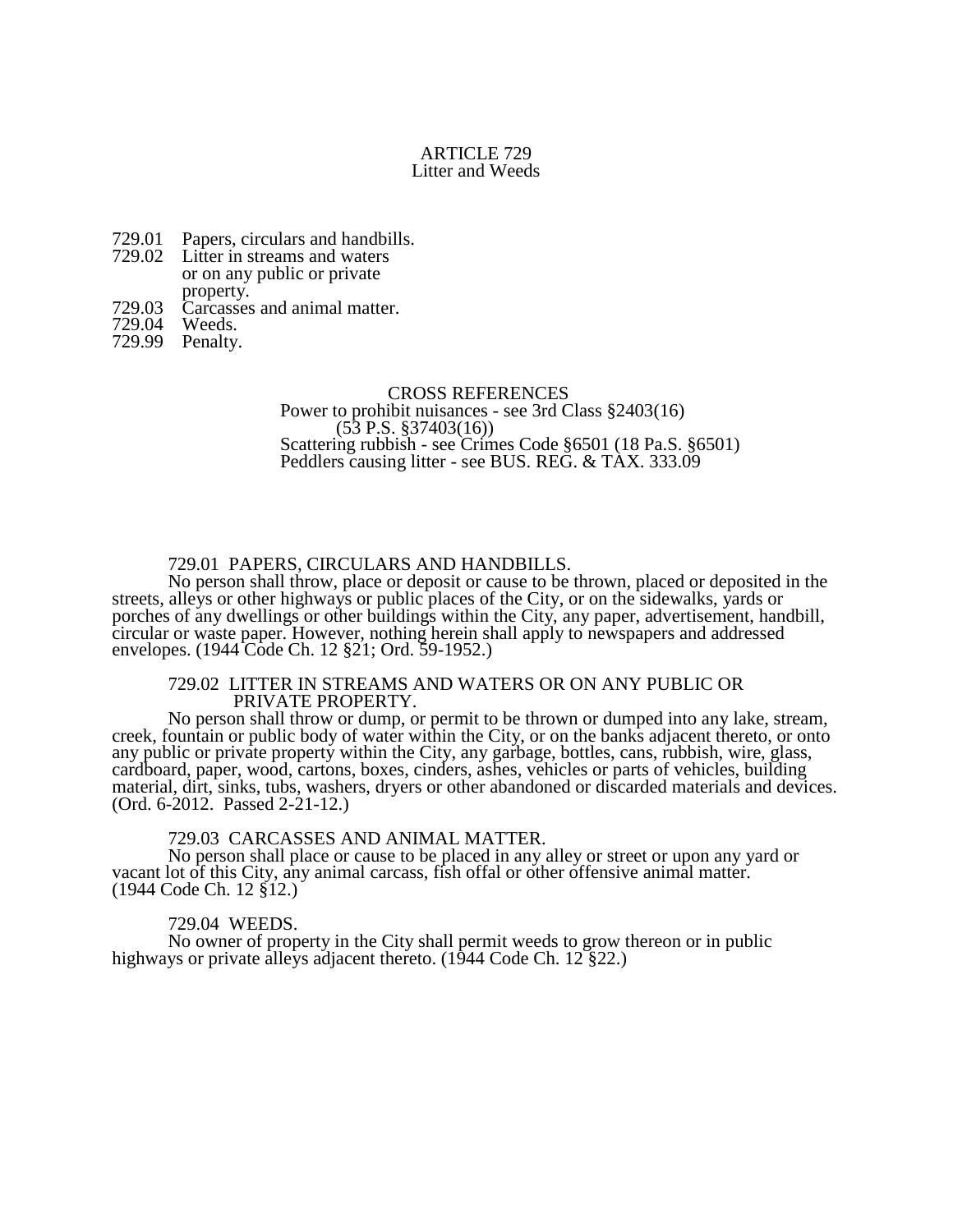# ARTICLE 729
## Litter and Weeds

729.01 Papers, circulars and handbills.
729.02 Litter in streams and waters or on any public or private property.
729.03 Carcasses and animal matter.
729.04 Weeds.
729.99 Penalty.

CROSS REFERENCES
Power to prohibit nuisances - see 3rd Class §2403(16) (53 P.S. §37403(16))
Scattering rubbish - see Crimes Code §6501 (18 Pa.S. §6501)
Peddlers causing litter - see BUS. REG. & TAX. 333.09

### 729.01 PAPERS, CIRCULARS AND HANDBILLS.

No person shall throw, place or deposit or cause to be thrown, placed or deposited in the streets, alleys or other highways or public places of the City, or on the sidewalks, yards or porches of any dwellings or other buildings within the City, any paper, advertisement, handbill, circular or waste paper. However, nothing herein shall apply to newspapers and addressed envelopes. (1944 Code Ch. 12 §21; Ord. 59-1952.)

### 729.02 LITTER IN STREAMS AND WATERS OR ON ANY PUBLIC OR PRIVATE PROPERTY.

No person shall throw or dump, or permit to be thrown or dumped into any lake, stream, creek, fountain or public body of water within the City, or on the banks adjacent thereto, or onto any public or private property within the City, any garbage, bottles, cans, rubbish, wire, glass, cardboard, paper, wood, cartons, boxes, cinders, ashes, vehicles or parts of vehicles, building material, dirt, sinks, tubs, washers, dryers or other abandoned or discarded materials and devices. (Ord. 6-2012. Passed 2-21-12.)

### 729.03 CARCASSES AND ANIMAL MATTER.

No person shall place or cause to be placed in any alley or street or upon any yard or vacant lot of this City, any animal carcass, fish offal or other offensive animal matter. (1944 Code Ch. 12 §12.)

### 729.04 WEEDS.

No owner of property in the City shall permit weeds to grow thereon or in public highways or private alleys adjacent thereto. (1944 Code Ch. 12 §22.)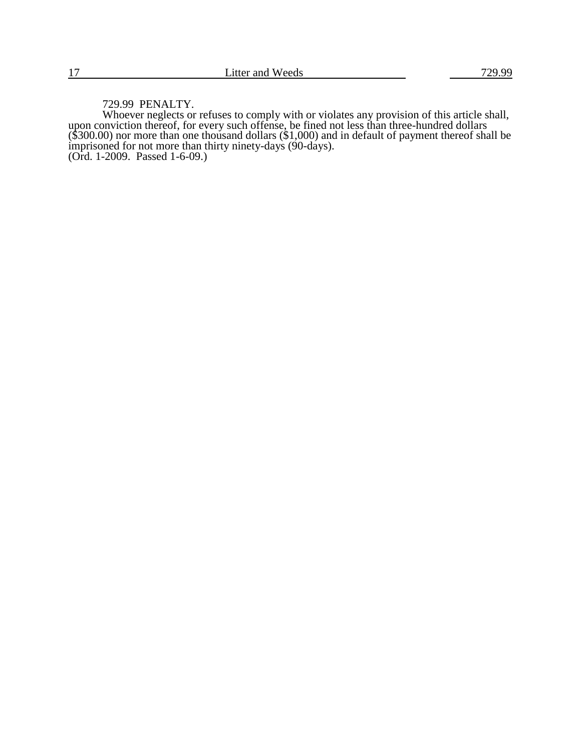729.99 PENALTY.

Whoever neglects or refuses to comply with or violates any provision of this article shall, upon conviction thereof, for every such offense, be fined not less than three-hundred dollars ($300.00) nor more than one thousand dollars ($1,000) and in default of payment thereof shall be imprisoned for not more than thirty ninety-days (90-days).
(Ord. 1-2009. Passed 1-6-09.)